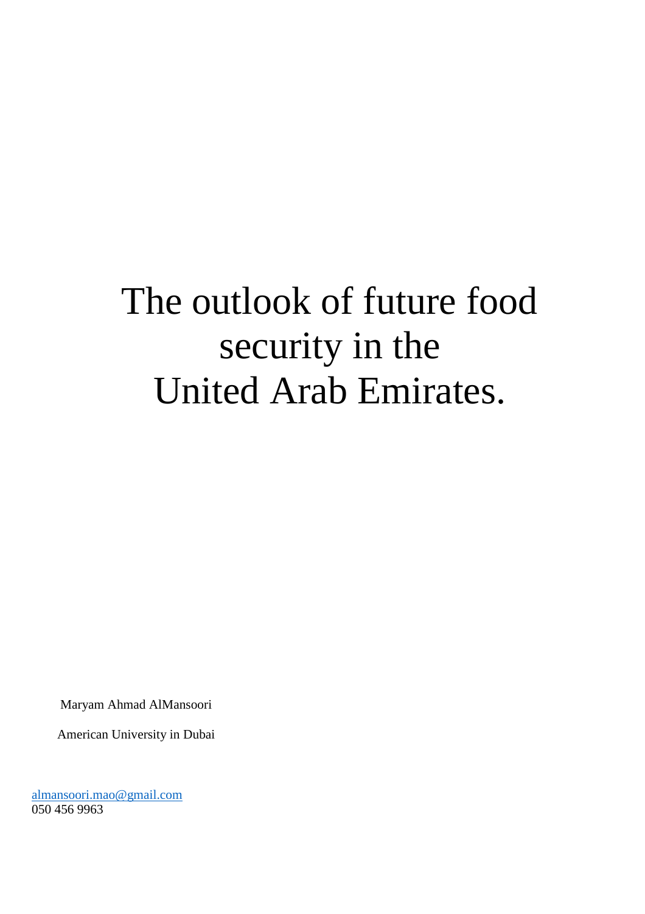# The outlook of future food security in the United Arab Emirates.

Maryam Ahmad AlMansoori

American University in Dubai

almansoori.mao@gmail.com
050 456 9963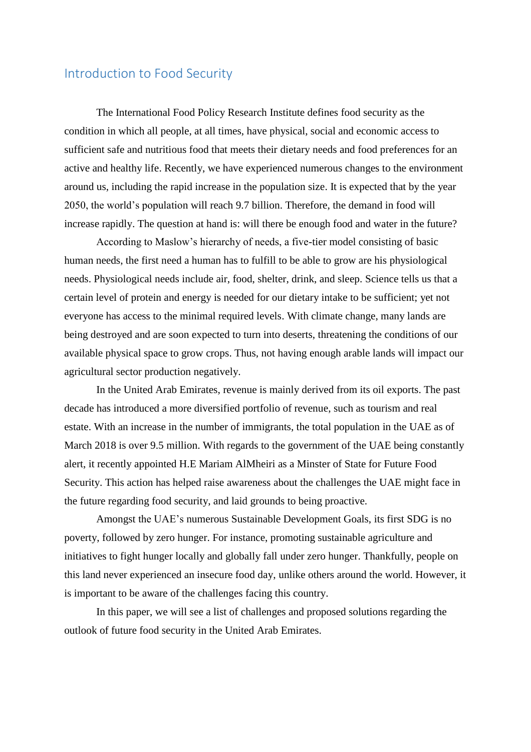## Introduction to Food Security

The International Food Policy Research Institute defines food security as the condition in which all people, at all times, have physical, social and economic access to sufficient safe and nutritious food that meets their dietary needs and food preferences for an active and healthy life. Recently, we have experienced numerous changes to the environment around us, including the rapid increase in the population size. It is expected that by the year 2050, the world's population will reach 9.7 billion. Therefore, the demand in food will increase rapidly. The question at hand is: will there be enough food and water in the future?

According to Maslow's hierarchy of needs, a five-tier model consisting of basic human needs, the first need a human has to fulfill to be able to grow are his physiological needs. Physiological needs include air, food, shelter, drink, and sleep. Science tells us that a certain level of protein and energy is needed for our dietary intake to be sufficient; yet not everyone has access to the minimal required levels. With climate change, many lands are being destroyed and are soon expected to turn into deserts, threatening the conditions of our available physical space to grow crops. Thus, not having enough arable lands will impact our agricultural sector production negatively.

In the United Arab Emirates, revenue is mainly derived from its oil exports. The past decade has introduced a more diversified portfolio of revenue, such as tourism and real estate. With an increase in the number of immigrants, the total population in the UAE as of March 2018 is over 9.5 million. With regards to the government of the UAE being constantly alert, it recently appointed H.E Mariam AlMheiri as a Minster of State for Future Food Security. This action has helped raise awareness about the challenges the UAE might face in the future regarding food security, and laid grounds to being proactive.

Amongst the UAE's numerous Sustainable Development Goals, its first SDG is no poverty, followed by zero hunger. For instance, promoting sustainable agriculture and initiatives to fight hunger locally and globally fall under zero hunger. Thankfully, people on this land never experienced an insecure food day, unlike others around the world. However, it is important to be aware of the challenges facing this country.

In this paper, we will see a list of challenges and proposed solutions regarding the outlook of future food security in the United Arab Emirates.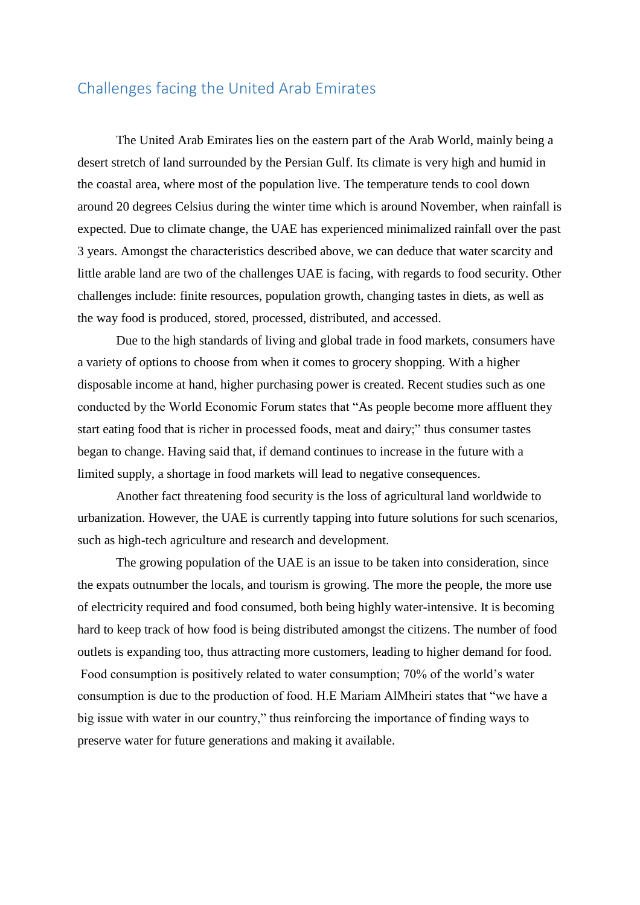## Challenges facing the United Arab Emirates

The United Arab Emirates lies on the eastern part of the Arab World, mainly being a desert stretch of land surrounded by the Persian Gulf. Its climate is very high and humid in the coastal area, where most of the population live. The temperature tends to cool down around 20 degrees Celsius during the winter time which is around November, when rainfall is expected. Due to climate change, the UAE has experienced minimalized rainfall over the past 3 years. Amongst the characteristics described above, we can deduce that water scarcity and little arable land are two of the challenges UAE is facing, with regards to food security. Other challenges include: finite resources, population growth, changing tastes in diets, as well as the way food is produced, stored, processed, distributed, and accessed.

Due to the high standards of living and global trade in food markets, consumers have a variety of options to choose from when it comes to grocery shopping. With a higher disposable income at hand, higher purchasing power is created. Recent studies such as one conducted by the World Economic Forum states that "As people become more affluent they start eating food that is richer in processed foods, meat and dairy;" thus consumer tastes began to change. Having said that, if demand continues to increase in the future with a limited supply, a shortage in food markets will lead to negative consequences.

Another fact threatening food security is the loss of agricultural land worldwide to urbanization. However, the UAE is currently tapping into future solutions for such scenarios, such as high-tech agriculture and research and development.

The growing population of the UAE is an issue to be taken into consideration, since the expats outnumber the locals, and tourism is growing. The more the people, the more use of electricity required and food consumed, both being highly water-intensive. It is becoming hard to keep track of how food is being distributed amongst the citizens. The number of food outlets is expanding too, thus attracting more customers, leading to higher demand for food. Food consumption is positively related to water consumption; 70% of the world's water consumption is due to the production of food. H.E Mariam AlMheiri states that "we have a big issue with water in our country," thus reinforcing the importance of finding ways to preserve water for future generations and making it available.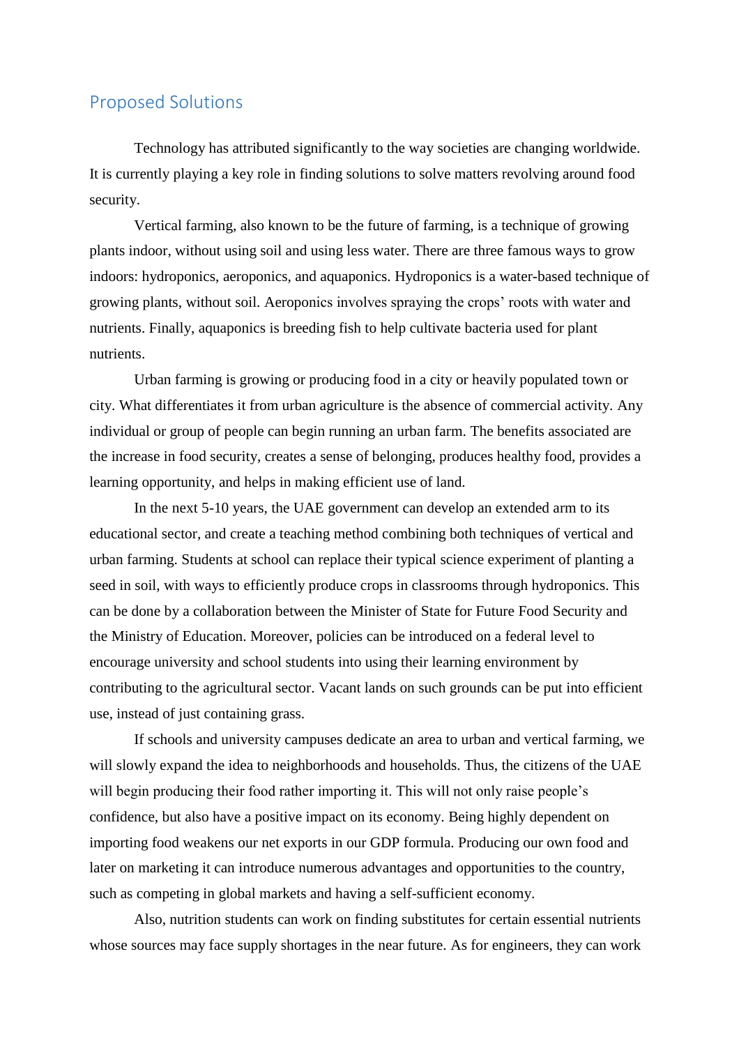## Proposed Solutions

Technology has attributed significantly to the way societies are changing worldwide. It is currently playing a key role in finding solutions to solve matters revolving around food security.

Vertical farming, also known to be the future of farming, is a technique of growing plants indoor, without using soil and using less water. There are three famous ways to grow indoors: hydroponics, aeroponics, and aquaponics. Hydroponics is a water-based technique of growing plants, without soil. Aeroponics involves spraying the crops' roots with water and nutrients. Finally, aquaponics is breeding fish to help cultivate bacteria used for plant nutrients.

Urban farming is growing or producing food in a city or heavily populated town or city. What differentiates it from urban agriculture is the absence of commercial activity. Any individual or group of people can begin running an urban farm. The benefits associated are the increase in food security, creates a sense of belonging, produces healthy food, provides a learning opportunity, and helps in making efficient use of land.

In the next 5-10 years, the UAE government can develop an extended arm to its educational sector, and create a teaching method combining both techniques of vertical and urban farming. Students at school can replace their typical science experiment of planting a seed in soil, with ways to efficiently produce crops in classrooms through hydroponics. This can be done by a collaboration between the Minister of State for Future Food Security and the Ministry of Education. Moreover, policies can be introduced on a federal level to encourage university and school students into using their learning environment by contributing to the agricultural sector. Vacant lands on such grounds can be put into efficient use, instead of just containing grass.

If schools and university campuses dedicate an area to urban and vertical farming, we will slowly expand the idea to neighborhoods and households. Thus, the citizens of the UAE will begin producing their food rather importing it. This will not only raise people's confidence, but also have a positive impact on its economy. Being highly dependent on importing food weakens our net exports in our GDP formula. Producing our own food and later on marketing it can introduce numerous advantages and opportunities to the country, such as competing in global markets and having a self-sufficient economy.

Also, nutrition students can work on finding substitutes for certain essential nutrients whose sources may face supply shortages in the near future. As for engineers, they can work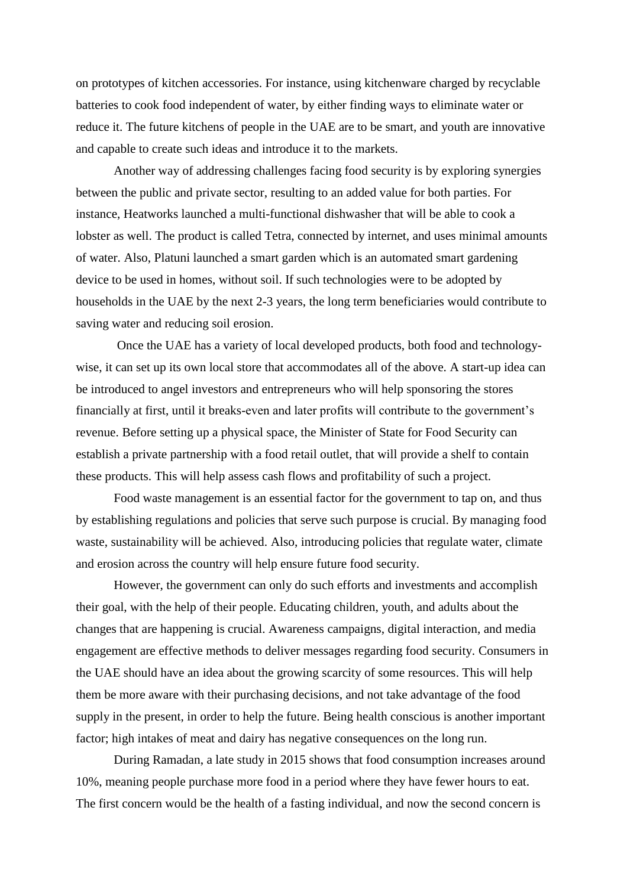on prototypes of kitchen accessories. For instance, using kitchenware charged by recyclable batteries to cook food independent of water, by either finding ways to eliminate water or reduce it. The future kitchens of people in the UAE are to be smart, and youth are innovative and capable to create such ideas and introduce it to the markets.

Another way of addressing challenges facing food security is by exploring synergies between the public and private sector, resulting to an added value for both parties. For instance, Heatworks launched a multi-functional dishwasher that will be able to cook a lobster as well. The product is called Tetra, connected by internet, and uses minimal amounts of water. Also, Platuni launched a smart garden which is an automated smart gardening device to be used in homes, without soil. If such technologies were to be adopted by households in the UAE by the next 2-3 years, the long term beneficiaries would contribute to saving water and reducing soil erosion.

Once the UAE has a variety of local developed products, both food and technology-wise, it can set up its own local store that accommodates all of the above. A start-up idea can be introduced to angel investors and entrepreneurs who will help sponsoring the stores financially at first, until it breaks-even and later profits will contribute to the government's revenue. Before setting up a physical space, the Minister of State for Food Security can establish a private partnership with a food retail outlet, that will provide a shelf to contain these products. This will help assess cash flows and profitability of such a project.

Food waste management is an essential factor for the government to tap on, and thus by establishing regulations and policies that serve such purpose is crucial. By managing food waste, sustainability will be achieved. Also, introducing policies that regulate water, climate and erosion across the country will help ensure future food security.

However, the government can only do such efforts and investments and accomplish their goal, with the help of their people. Educating children, youth, and adults about the changes that are happening is crucial. Awareness campaigns, digital interaction, and media engagement are effective methods to deliver messages regarding food security. Consumers in the UAE should have an idea about the growing scarcity of some resources. This will help them be more aware with their purchasing decisions, and not take advantage of the food supply in the present, in order to help the future. Being health conscious is another important factor; high intakes of meat and dairy has negative consequences on the long run.

During Ramadan, a late study in 2015 shows that food consumption increases around 10%, meaning people purchase more food in a period where they have fewer hours to eat. The first concern would be the health of a fasting individual, and now the second concern is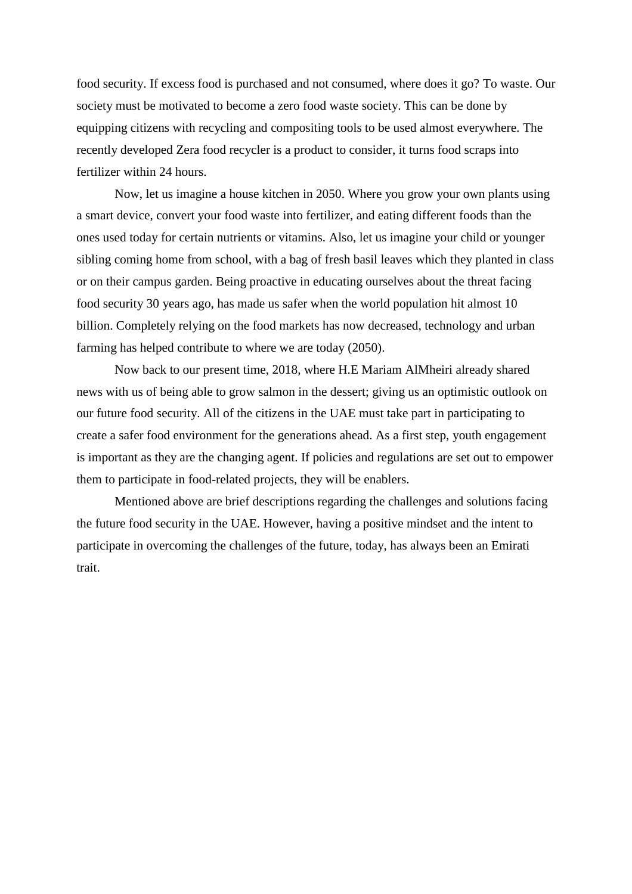food security. If excess food is purchased and not consumed, where does it go? To waste. Our society must be motivated to become a zero food waste society. This can be done by equipping citizens with recycling and compositing tools to be used almost everywhere. The recently developed Zera food recycler is a product to consider, it turns food scraps into fertilizer within 24 hours.

Now, let us imagine a house kitchen in 2050. Where you grow your own plants using a smart device, convert your food waste into fertilizer, and eating different foods than the ones used today for certain nutrients or vitamins. Also, let us imagine your child or younger sibling coming home from school, with a bag of fresh basil leaves which they planted in class or on their campus garden. Being proactive in educating ourselves about the threat facing food security 30 years ago, has made us safer when the world population hit almost 10 billion. Completely relying on the food markets has now decreased, technology and urban farming has helped contribute to where we are today (2050).

Now back to our present time, 2018, where H.E Mariam AlMheiri already shared news with us of being able to grow salmon in the dessert; giving us an optimistic outlook on our future food security. All of the citizens in the UAE must take part in participating to create a safer food environment for the generations ahead. As a first step, youth engagement is important as they are the changing agent. If policies and regulations are set out to empower them to participate in food-related projects, they will be enablers.

Mentioned above are brief descriptions regarding the challenges and solutions facing the future food security in the UAE. However, having a positive mindset and the intent to participate in overcoming the challenges of the future, today, has always been an Emirati trait.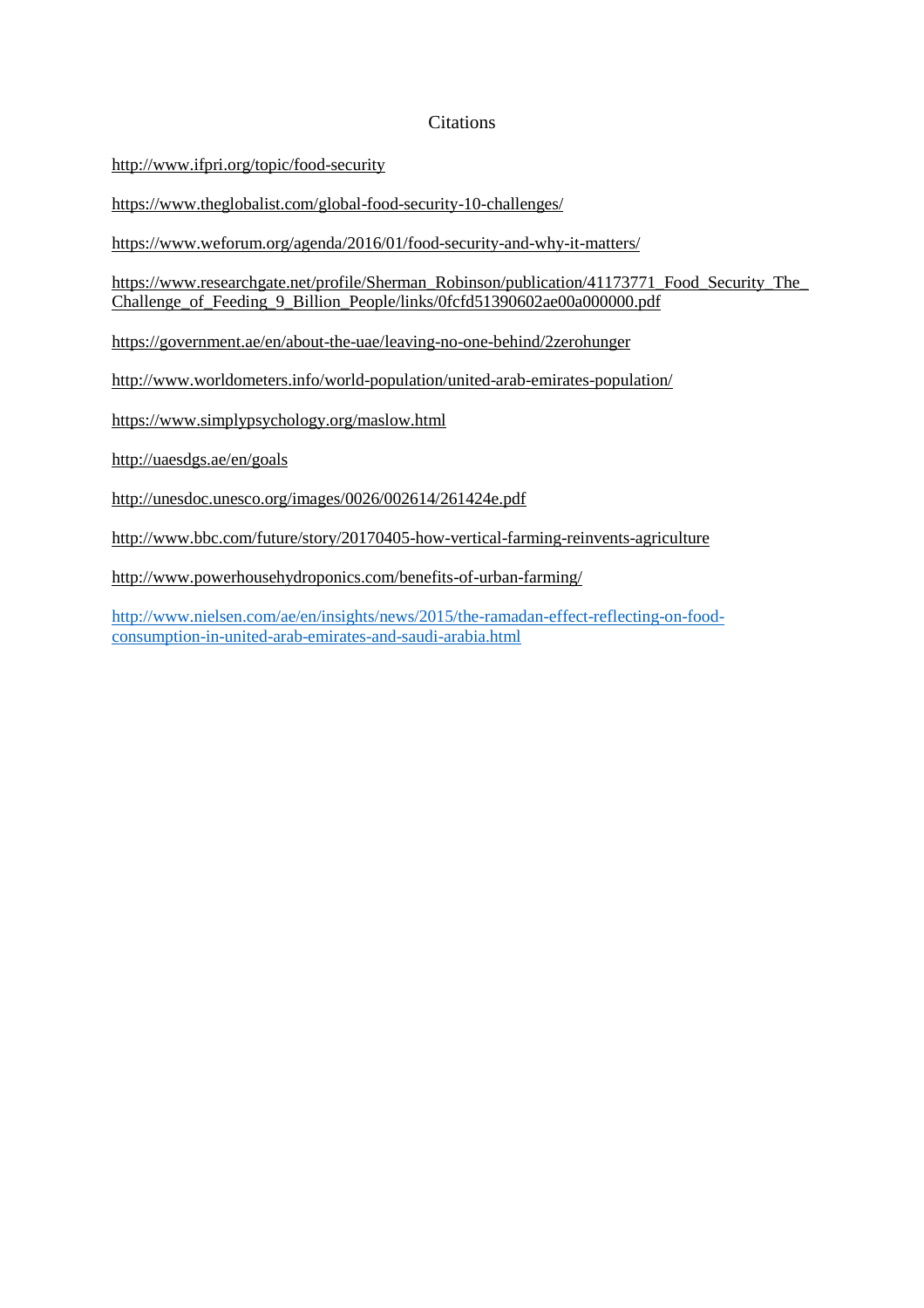# Citations

http://www.ifpri.org/topic/food-security

https://www.theglobalist.com/global-food-security-10-challenges/

https://www.weforum.org/agenda/2016/01/food-security-and-why-it-matters/

https://www.researchgate.net/profile/Sherman_Robinson/publication/41173771_Food_Security_The_Challenge_of_Feeding_9_Billion_People/links/0fcfd51390602ae00a000000.pdf

https://government.ae/en/about-the-uae/leaving-no-one-behind/2zerohunger

http://www.worldometers.info/world-population/united-arab-emirates-population/

https://www.simplypsychology.org/maslow.html

http://uaesdgs.ae/en/goals

http://unesdoc.unesco.org/images/0026/002614/261424e.pdf

http://www.bbc.com/future/story/20170405-how-vertical-farming-reinvents-agriculture

http://www.powerhousehydroponics.com/benefits-of-urban-farming/

http://www.nielsen.com/ae/en/insights/news/2015/the-ramadan-effect-reflecting-on-food-consumption-in-united-arab-emirates-and-saudi-arabia.html